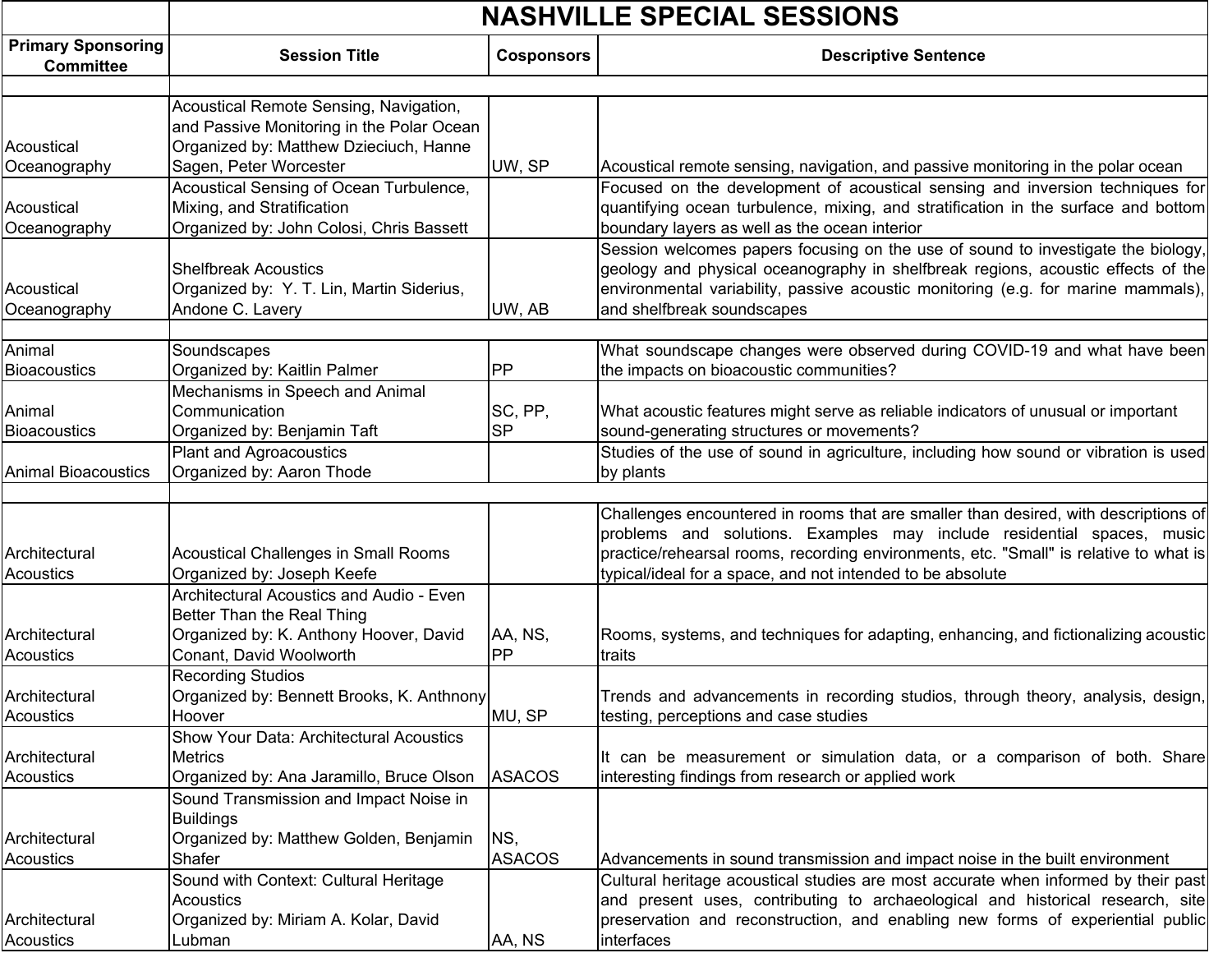# NASHVILLE SPECIAL SESSIONS

| Primary Sponsoring Committee | Session Title | Cosponsors | Descriptive Sentence |
|---|---|---|---|
| | | | |
| Acoustical Oceanography | Acoustical Remote Sensing, Navigation, and Passive Monitoring in the Polar Ocean Organized by: Matthew Dzieciuch, Hanne Sagen, Peter Worcester | UW, SP | Acoustical remote sensing, navigation, and passive monitoring in the polar ocean |
| Acoustical Oceanography | Acoustical Sensing of Ocean Turbulence, Mixing, and Stratification Organized by: John Colosi, Chris Bassett | | Focused on the development of acoustical sensing and inversion techniques for quantifying ocean turbulence, mixing, and stratification in the surface and bottom boundary layers as well as the ocean interior |
| Acoustical Oceanography | Shelfbreak Acoustics Organized by: Y. T. Lin, Martin Siderius, Andone C. Lavery | UW, AB | Session welcomes papers focusing on the use of sound to investigate the biology, geology and physical oceanography in shelfbreak regions, acoustic effects of the environmental variability, passive acoustic monitoring (e.g. for marine mammals), and shelfbreak soundscapes |
| | | | |
| Animal Bioacoustics | Soundscapes Organized by: Kaitlin Palmer | PP | What soundscape changes were observed during COVID-19 and what have been the impacts on bioacoustic communities? |
| Animal Bioacoustics | Mechanisms in Speech and Animal Communication Organized by: Benjamin Taft | SC, PP, SP | What acoustic features might serve as reliable indicators of unusual or important sound-generating structures or movements? |
| Animal Bioacoustics | Plant and Agroacoustics Organized by: Aaron Thode | | Studies of the use of sound in agriculture, including how sound or vibration is used by plants |
| | | | |
| Architectural Acoustics | Acoustical Challenges in Small Rooms Organized by: Joseph Keefe | | Challenges encountered in rooms that are smaller than desired, with descriptions of problems and solutions. Examples may include residential spaces, music practice/rehearsal rooms, recording environments, etc. "Small" is relative to what is typical/ideal for a space, and not intended to be absolute |
| Architectural Acoustics | Architectural Acoustics and Audio - Even Better Than the Real Thing Organized by: K. Anthony Hoover, David Conant, David Woolworth | AA, NS, PP | Rooms, systems, and techniques for adapting, enhancing, and fictionalizing acoustic traits |
| Architectural Acoustics | Recording Studios Organized by: Bennett Brooks, K. Anthnony Hoover | MU, SP | Trends and advancements in recording studios, through theory, analysis, design, testing, perceptions and case studies |
| Architectural Acoustics | Show Your Data: Architectural Acoustics Metrics Organized by: Ana Jaramillo, Bruce Olson | ASACOS | It can be measurement or simulation data, or a comparison of both. Share interesting findings from research or applied work |
| Architectural Acoustics | Sound Transmission and Impact Noise in Buildings Organized by: Matthew Golden, Benjamin Shafer | NS, ASACOS | Advancements in sound transmission and impact noise in the built environment |
| Architectural Acoustics | Sound with Context: Cultural Heritage Acoustics Organized by: Miriam A. Kolar, David Lubman | AA, NS | Cultural heritage acoustical studies are most accurate when informed by their past and present uses, contributing to archaeological and historical research, site preservation and reconstruction, and enabling new forms of experiential public interfaces |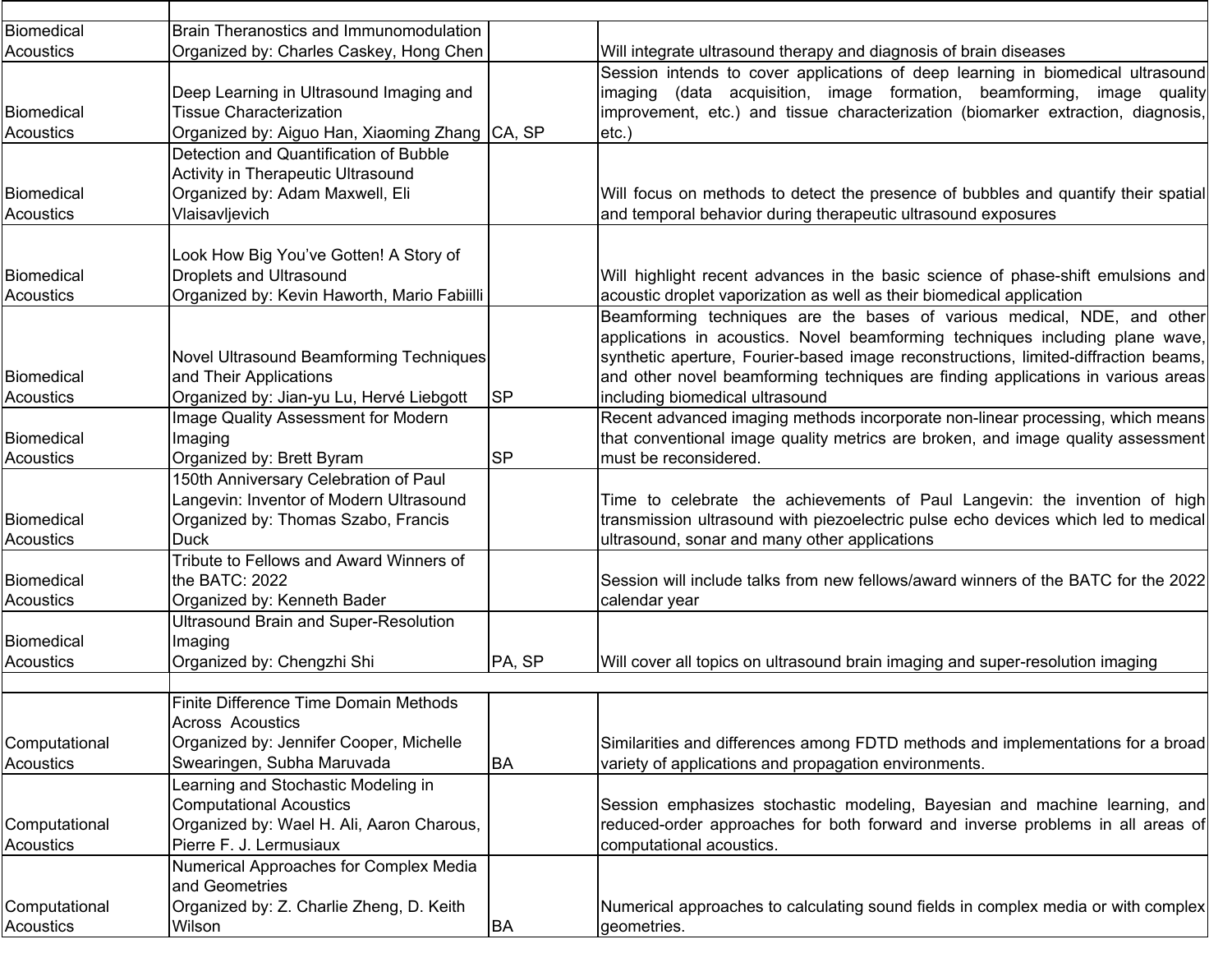| | | | |
|---|---|---|---|
| Biomedical Acoustics | Brain Theranostics and Immunomodulation<br>Organized by: Charles Caskey, Hong Chen | | Will integrate ultrasound therapy and diagnosis of brain diseases |
| Biomedical Acoustics | Deep Learning in Ultrasound Imaging and Tissue Characterization<br>Organized by: Aiguo Han, Xiaoming Zhang | CA, SP | Session intends to cover applications of deep learning in biomedical ultrasound imaging (data acquisition, image formation, beamforming, image quality improvement, etc.) and tissue characterization (biomarker extraction, diagnosis, etc.) |
| Biomedical Acoustics | Detection and Quantification of Bubble Activity in Therapeutic Ultrasound<br>Organized by: Adam Maxwell, Eli Vlaisavljevich | | Will focus on methods to detect the presence of bubbles and quantify their spatial and temporal behavior during therapeutic ultrasound exposures |
| Biomedical Acoustics | Look How Big You've Gotten! A Story of Droplets and Ultrasound<br>Organized by: Kevin Haworth, Mario Fabiilli | | Will highlight recent advances in the basic science of phase-shift emulsions and acoustic droplet vaporization as well as their biomedical application |
| Biomedical Acoustics | Novel Ultrasound Beamforming Techniques and Their Applications<br>Organized by: Jian-yu Lu, Hervé Liebgott | SP | Beamforming techniques are the bases of various medical, NDE, and other applications in acoustics. Novel beamforming techniques including plane wave, synthetic aperture, Fourier-based image reconstructions, limited-diffraction beams, and other novel beamforming techniques are finding applications in various areas including biomedical ultrasound |
| Biomedical Acoustics | Image Quality Assessment for Modern Imaging<br>Organized by: Brett Byram | SP | Recent advanced imaging methods incorporate non-linear processing, which means that conventional image quality metrics are broken, and image quality assessment must be reconsidered. |
| Biomedical Acoustics | 150th Anniversary Celebration of Paul Langevin: Inventor of Modern Ultrasound<br>Organized by: Thomas Szabo, Francis Duck | | Time to celebrate the achievements of Paul Langevin: the invention of high transmission ultrasound with piezoelectric pulse echo devices which led to medical ultrasound, sonar and many other applications |
| Biomedical Acoustics | Tribute to Fellows and Award Winners of the BATC: 2022<br>Organized by: Kenneth Bader | | Session will include talks from new fellows/award winners of the BATC for the 2022 calendar year |
| Biomedical Acoustics | Ultrasound Brain and Super-Resolution Imaging<br>Organized by: Chengzhi Shi | PA, SP | Will cover all topics on ultrasound brain imaging and super-resolution imaging |
| | | | |
| Computational Acoustics | Finite Difference Time Domain Methods Across Acoustics<br>Organized by: Jennifer Cooper, Michelle Swearingen, Subha Maruvada | BA | Similarities and differences among FDTD methods and implementations for a broad variety of applications and propagation environments. |
| Computational Acoustics | Learning and Stochastic Modeling in Computational Acoustics<br>Organized by: Wael H. Ali, Aaron Charous, Pierre F. J. Lermusiaux | | Session emphasizes stochastic modeling, Bayesian and machine learning, and reduced-order approaches for both forward and inverse problems in all areas of computational acoustics. |
| Computational Acoustics | Numerical Approaches for Complex Media and Geometries<br>Organized by: Z. Charlie Zheng, D. Keith Wilson | BA | Numerical approaches to calculating sound fields in complex media or with complex geometries. |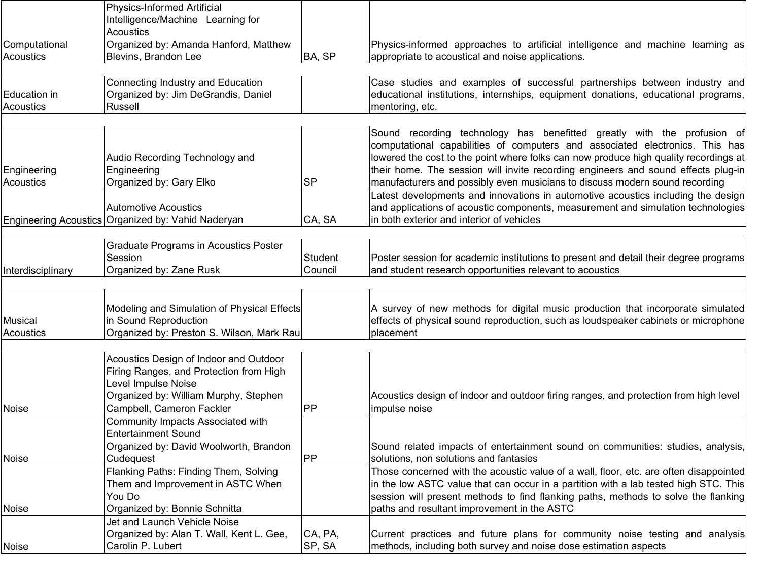| | | | |
|---|---|---|---|
| Computational Acoustics | Physics-Informed Artificial Intelligence/Machine Learning for Acoustics<br>Organized by: Amanda Hanford, Matthew Blevins, Brandon Lee | BA, SP | Physics-informed approaches to artificial intelligence and machine learning as appropriate to acoustical and noise applications. |
| | | | |
| Education in Acoustics | Connecting Industry and Education<br>Organized by: Jim DeGrandis, Daniel Russell | | Case studies and examples of successful partnerships between industry and educational institutions, internships, equipment donations, educational programs, mentoring, etc. |
| | | | |
| Engineering Acoustics | Audio Recording Technology and Engineering<br>Organized by: Gary Elko | SP | Sound recording technology has benefitted greatly with the profusion of computational capabilities of computers and associated electronics. This has lowered the cost to the point where folks can now produce high quality recordings at their home. The session will invite recording engineers and sound effects plug-in manufacturers and possibly even musicians to discuss modern sound recording |
| Engineering Acoustics | Automotive Acoustics<br>Organized by: Vahid Naderyan | CA, SA | Latest developments and innovations in automotive acoustics including the design and applications of acoustic components, measurement and simulation technologies in both exterior and interior of vehicles |
| | | | |
| Interdisciplinary | Graduate Programs in Acoustics Poster Session<br>Organized by: Zane Rusk | Student Council | Poster session for academic institutions to present and detail their degree programs and student research opportunities relevant to acoustics |
| | | | |
| Musical Acoustics | Modeling and Simulation of Physical Effects in Sound Reproduction<br>Organized by: Preston S. Wilson, Mark Rau | | A survey of new methods for digital music production that incorporate simulated effects of physical sound reproduction, such as loudspeaker cabinets or microphone placement |
| | | | |
| Noise | Acoustics Design of Indoor and Outdoor Firing Ranges, and Protection from High Level Impulse Noise<br>Organized by: William Murphy, Stephen Campbell, Cameron Fackler | PP | Acoustics design of indoor and outdoor firing ranges, and protection from high level impulse noise |
| Noise | Community Impacts Associated with Entertainment Sound<br>Organized by: David Woolworth, Brandon Cudequest | PP | Sound related impacts of entertainment sound on communities: studies, analysis, solutions, non solutions and fantasies |
| Noise | Flanking Paths: Finding Them, Solving Them and Improvement in ASTC When You Do<br>Organized by: Bonnie Schnitta | | Those concerned with the acoustic value of a wall, floor, etc. are often disappointed in the low ASTC value that can occur in a partition with a lab tested high STC. This session will present methods to find flanking paths, methods to solve the flanking paths and resultant improvement in the ASTC |
| Noise | Jet and Launch Vehicle Noise<br>Organized by: Alan T. Wall, Kent L. Gee, Carolin P. Lubert | CA, PA, SP, SA | Current practices and future plans for community noise testing and analysis methods, including both survey and noise dose estimation aspects |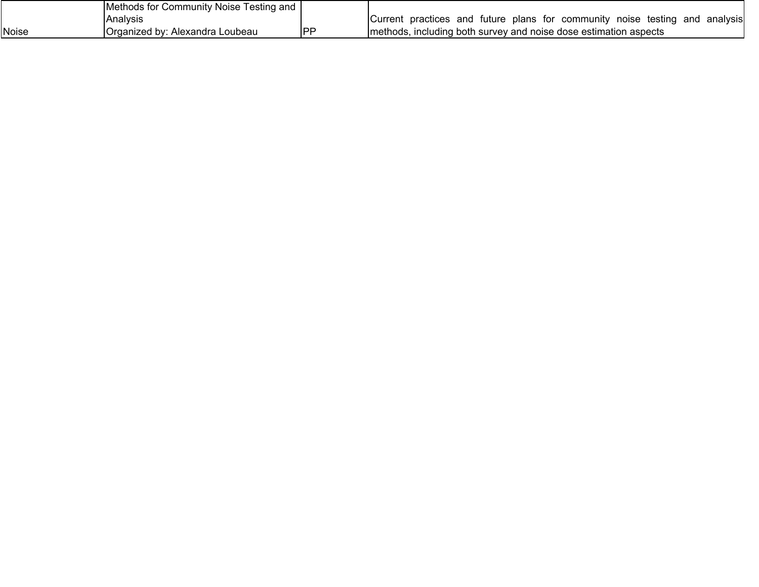| | | | |
|---|---|---|---|
| Noise | Methods for Community Noise Testing and Analysis<br>Organized by: Alexandra Loubeau | PP | Current practices and future plans for community noise testing and analysis methods, including both survey and noise dose estimation aspects |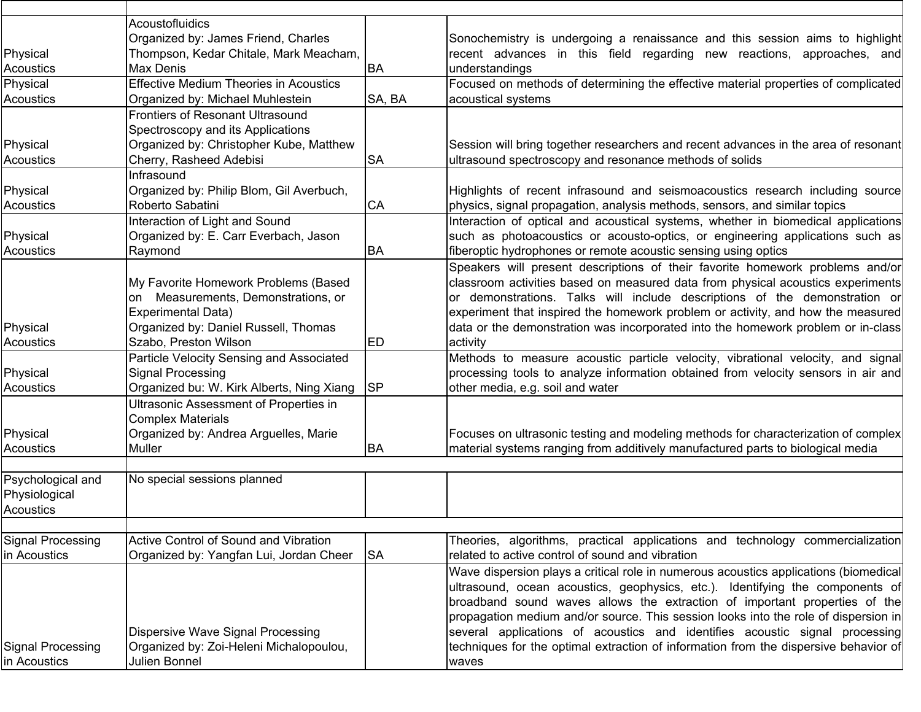| | | | |
|---|---|---|---|
| Physical Acoustics | Acoustofluidics<br>Organized by: James Friend, Charles Thompson, Kedar Chitale, Mark Meacham, Max Denis | BA | Sonochemistry is undergoing a renaissance and this session aims to highlight recent advances in this field regarding new reactions, approaches, and understandings |
| Physical Acoustics | Effective Medium Theories in Acoustics<br>Organized by: Michael Muhlestein | SA, BA | Focused on methods of determining the effective material properties of complicated acoustical systems |
| Physical Acoustics | Frontiers of Resonant Ultrasound Spectroscopy and its Applications<br>Organized by: Christopher Kube, Matthew Cherry, Rasheed Adebisi | SA | Session will bring together researchers and recent advances in the area of resonant ultrasound spectroscopy and resonance methods of solids |
| Physical Acoustics | Infrasound<br>Organized by: Philip Blom, Gil Averbuch, Roberto Sabatini | CA | Highlights of recent infrasound and seismoacoustics research including source physics, signal propagation, analysis methods, sensors, and similar topics |
| Physical Acoustics | Interaction of Light and Sound<br>Organized by: E. Carr Everbach, Jason Raymond | BA | Interaction of optical and acoustical systems, whether in biomedical applications such as photoacoustics or acousto-optics, or engineering applications such as fiberoptic hydrophones or remote acoustic sensing using optics |
| Physical Acoustics | My Favorite Homework Problems (Based on Measurements, Demonstrations, or Experimental Data)<br>Organized by: Daniel Russell, Thomas Szabo, Preston Wilson | ED | Speakers will present descriptions of their favorite homework problems and/or classroom activities based on measured data from physical acoustics experiments or demonstrations. Talks will include descriptions of the demonstration or experiment that inspired the homework problem or activity, and how the measured data or the demonstration was incorporated into the homework problem or in-class activity |
| Physical Acoustics | Particle Velocity Sensing and Associated Signal Processing<br>Organized bu: W. Kirk Alberts, Ning Xiang | SP | Methods to measure acoustic particle velocity, vibrational velocity, and signal processing tools to analyze information obtained from velocity sensors in air and other media, e.g. soil and water |
| Physical Acoustics | Ultrasonic Assessment of Properties in Complex Materials<br>Organized by: Andrea Arguelles, Marie Muller | BA | Focuses on ultrasonic testing and modeling methods for characterization of complex material systems ranging from additively manufactured parts to biological media |
| | | | |
| Psychological and Physiological Acoustics | No special sessions planned | | |
| | | | |
| Signal Processing in Acoustics | Active Control of Sound and Vibration<br>Organized by: Yangfan Lui, Jordan Cheer | SA | Theories, algorithms, practical applications and technology commercialization related to active control of sound and vibration |
| Signal Processing in Acoustics | Dispersive Wave Signal Processing<br>Organized by: Zoi-Heleni Michalopoulou, Julien Bonnel | | Wave dispersion plays a critical role in numerous acoustics applications (biomedical ultrasound, ocean acoustics, geophysics, etc.). Identifying the components of broadband sound waves allows the extraction of important properties of the propagation medium and/or source. This session looks into the role of dispersion in several applications of acoustics and identifies acoustic signal processing techniques for the optimal extraction of information from the dispersive behavior of waves |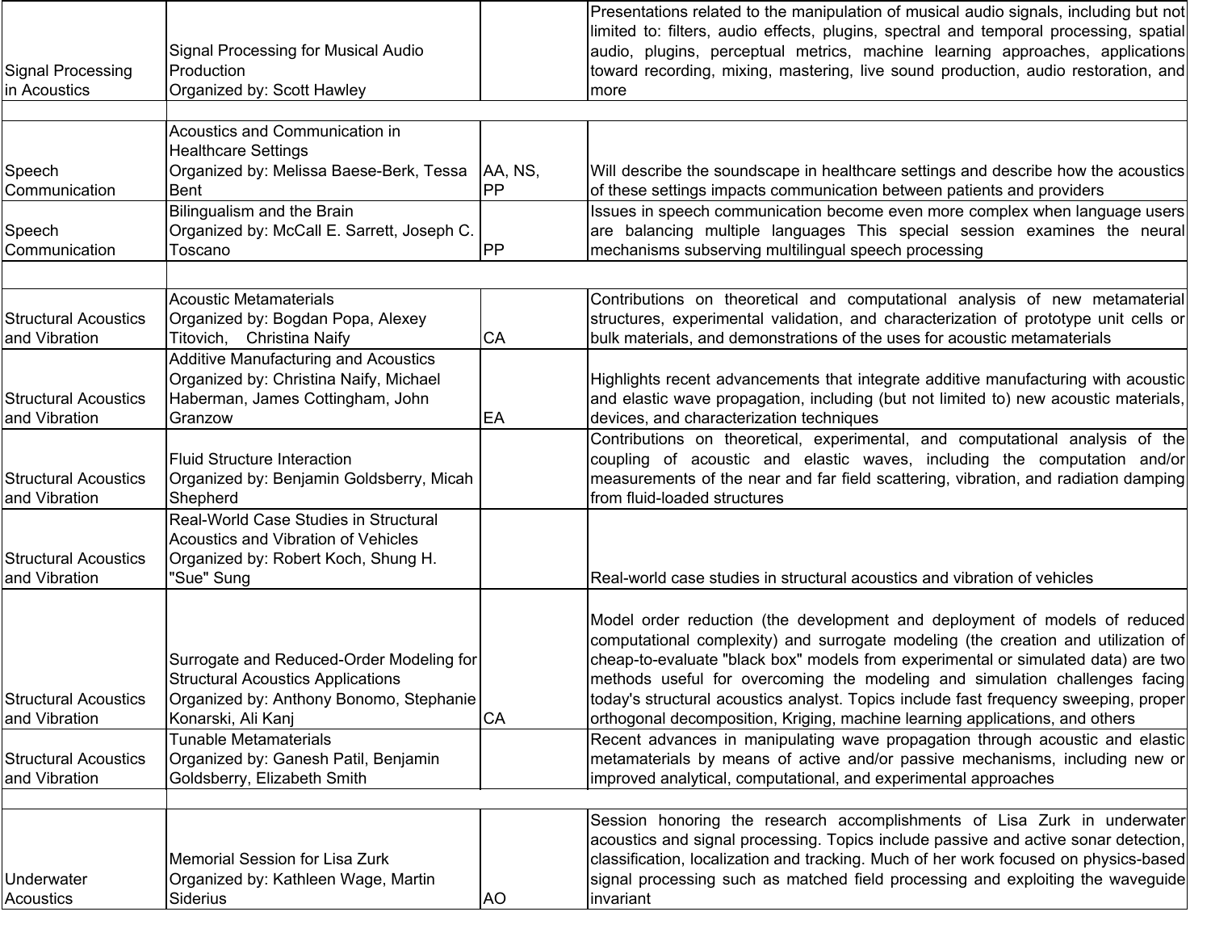| | | | |
|---|---|---|---|
| Signal Processing in Acoustics | Signal Processing for Musical Audio Production<br>Organized by: Scott Hawley | | Presentations related to the manipulation of musical audio signals, including but not limited to: filters, audio effects, plugins, spectral and temporal processing, spatial audio, plugins, perceptual metrics, machine learning approaches, applications toward recording, mixing, mastering, live sound production, audio restoration, and more |
| | | | |
| Speech Communication | Acoustics and Communication in Healthcare Settings<br>Organized by: Melissa Baese-Berk, Tessa Bent | AA, NS, PP | Will describe the soundscape in healthcare settings and describe how the acoustics of these settings impacts communication between patients and providers |
| Speech Communication | Bilingualism and the Brain<br>Organized by: McCall E. Sarrett, Joseph C. Toscano | PP | Issues in speech communication become even more complex when language users are balancing multiple languages This special session examines the neural mechanisms subserving multilingual speech processing |
| | | | |
| Structural Acoustics and Vibration | Acoustic Metamaterials<br>Organized by: Bogdan Popa, Alexey Titovich, Christina Naify | CA | Contributions on theoretical and computational analysis of new metamaterial structures, experimental validation, and characterization of prototype unit cells or bulk materials, and demonstrations of the uses for acoustic metamaterials |
| Structural Acoustics and Vibration | Additive Manufacturing and Acoustics<br>Organized by: Christina Naify, Michael Haberman, James Cottingham, John Granzow | EA | Highlights recent advancements that integrate additive manufacturing with acoustic and elastic wave propagation, including (but not limited to) new acoustic materials, devices, and characterization techniques |
| Structural Acoustics and Vibration | Fluid Structure Interaction<br>Organized by: Benjamin Goldsberry, Micah Shepherd | | Contributions on theoretical, experimental, and computational analysis of the coupling of acoustic and elastic waves, including the computation and/or measurements of the near and far field scattering, vibration, and radiation damping from fluid-loaded structures |
| Structural Acoustics and Vibration | Real-World Case Studies in Structural Acoustics and Vibration of Vehicles<br>Organized by: Robert Koch, Shung H. "Sue" Sung | | Real-world case studies in structural acoustics and vibration of vehicles |
| Structural Acoustics and Vibration | Surrogate and Reduced-Order Modeling for Structural Acoustics Applications<br>Organized by: Anthony Bonomo, Stephanie Konarski, Ali Kanj | CA | Model order reduction (the development and deployment of models of reduced computational complexity) and surrogate modeling (the creation and utilization of cheap-to-evaluate "black box" models from experimental or simulated data) are two methods useful for overcoming the modeling and simulation challenges facing today's structural acoustics analyst. Topics include fast frequency sweeping, proper orthogonal decomposition, Kriging, machine learning applications, and others |
| Structural Acoustics and Vibration | Tunable Metamaterials<br>Organized by: Ganesh Patil, Benjamin Goldsberry, Elizabeth Smith | | Recent advances in manipulating wave propagation through acoustic and elastic metamaterials by means of active and/or passive mechanisms, including new or improved analytical, computational, and experimental approaches |
| | | | |
| Underwater Acoustics | Memorial Session for Lisa Zurk<br>Organized by: Kathleen Wage, Martin Siderius | AO | Session honoring the research accomplishments of Lisa Zurk in underwater acoustics and signal processing. Topics include passive and active sonar detection, classification, localization and tracking. Much of her work focused on physics-based signal processing such as matched field processing and exploiting the waveguide invariant |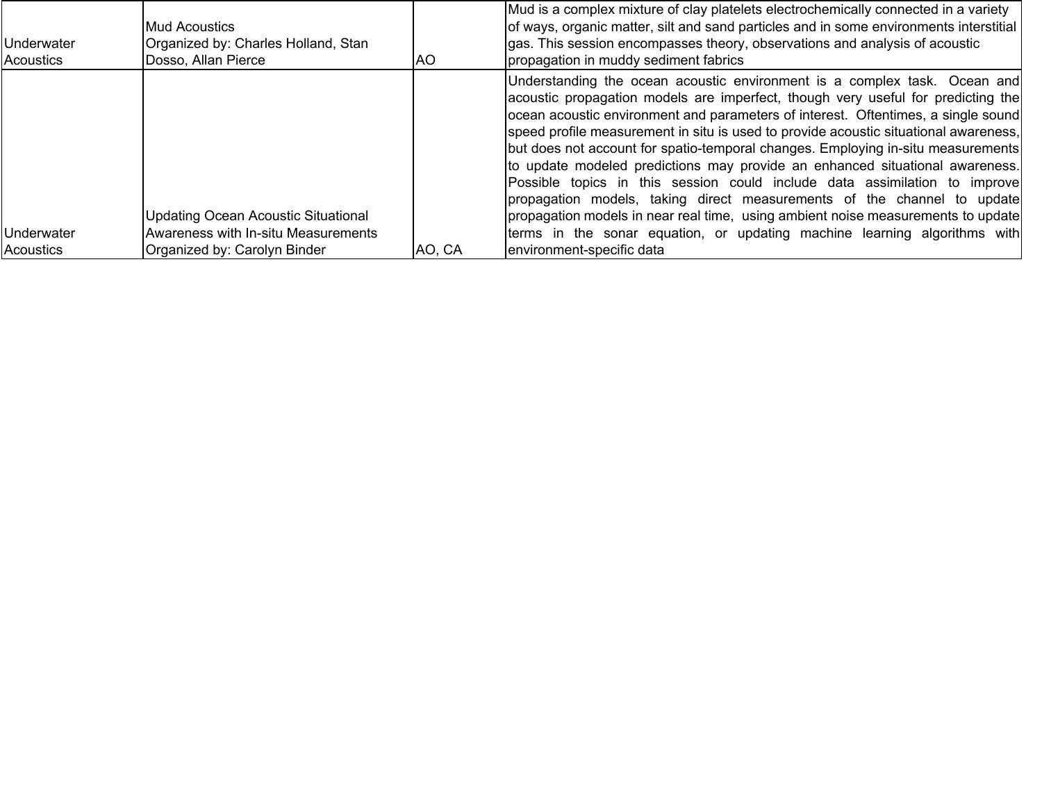| | | | |
|---|---|---|---|
| Underwater Acoustics | Mud Acoustics Organized by: Charles Holland, Stan Dosso, Allan Pierce | AO | Mud is a complex mixture of clay platelets electrochemically connected in a variety of ways, organic matter, silt and sand particles and in some environments interstitial gas. This session encompasses theory, observations and analysis of acoustic propagation in muddy sediment fabrics |
| Underwater Acoustics | Updating Ocean Acoustic Situational Awareness with In-situ Measurements Organized by: Carolyn Binder | AO, CA | Understanding the ocean acoustic environment is a complex task. Ocean and acoustic propagation models are imperfect, though very useful for predicting the ocean acoustic environment and parameters of interest. Oftentimes, a single sound speed profile measurement in situ is used to provide acoustic situational awareness, but does not account for spatio-temporal changes. Employing in-situ measurements to update modeled predictions may provide an enhanced situational awareness. Possible topics in this session could include data assimilation to improve propagation models, taking direct measurements of the channel to update propagation models in near real time, using ambient noise measurements to update terms in the sonar equation, or updating machine learning algorithms with environment-specific data |